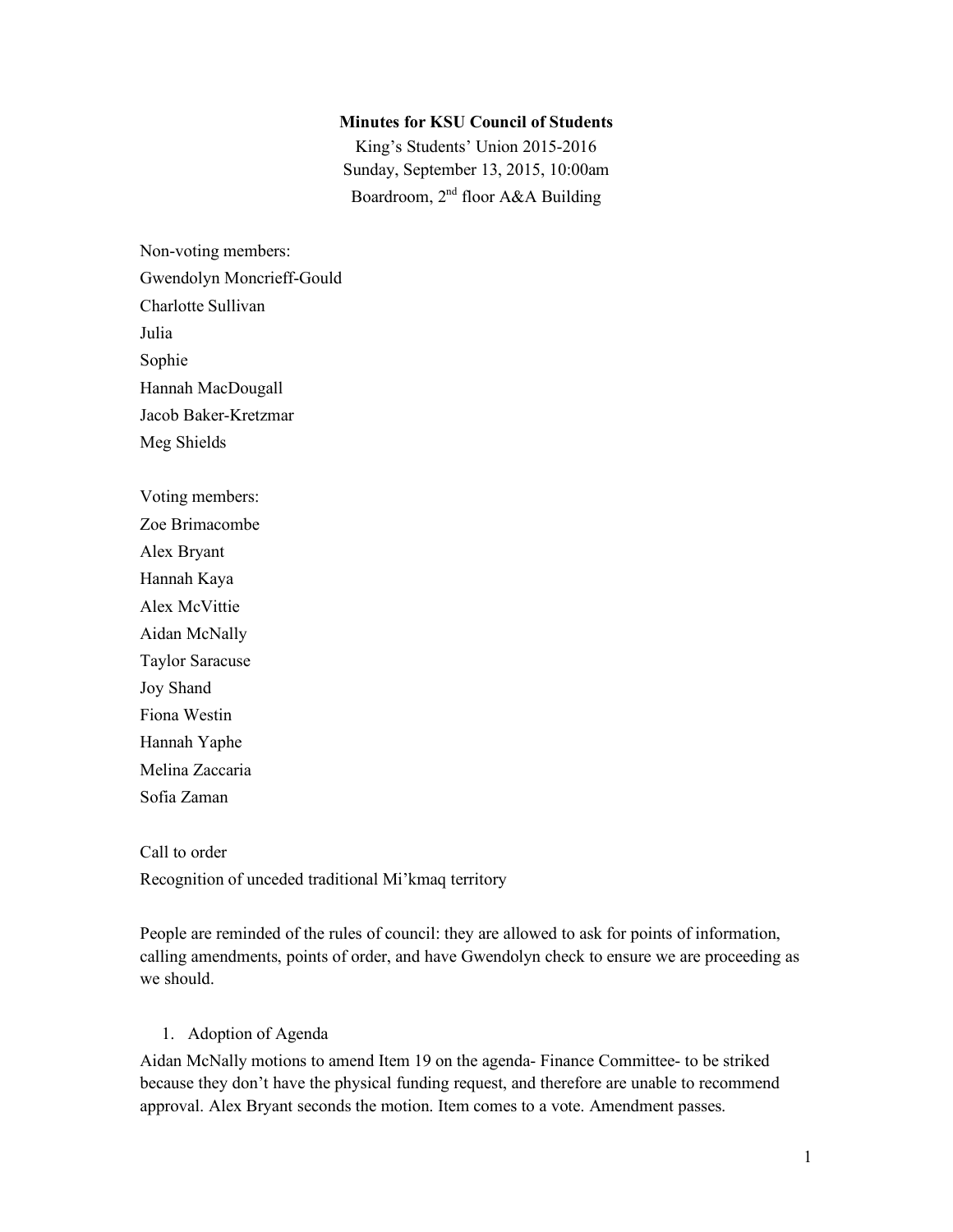**Minutes for KSU Council of Students**

King's Students' Union 2015-2016

Sunday, September 13, 2015, 10:00am

Boardroom, 2nd floor A&A Building

Non-voting members:
Gwendolyn Moncrieff-Gould
Charlotte Sullivan
Julia
Sophie
Hannah MacDougall
Jacob Baker-Kretzmar
Meg Shields

Voting members:
Zoe Brimacombe
Alex Bryant
Hannah Kaya
Alex McVittie
Aidan McNally
Taylor Saracuse
Joy Shand
Fiona Westin
Hannah Yaphe
Melina Zaccaria
Sofia Zaman

Call to order
Recognition of unceded traditional Mi'kmaq territory

People are reminded of the rules of council: they are allowed to ask for points of information, calling amendments, points of order, and have Gwendolyn check to ensure we are proceeding as we should.

1. Adoption of Agenda

Aidan McNally motions to amend Item 19 on the agenda- Finance Committee- to be striked because they don't have the physical funding request, and therefore are unable to recommend approval. Alex Bryant seconds the motion. Item comes to a vote. Amendment passes.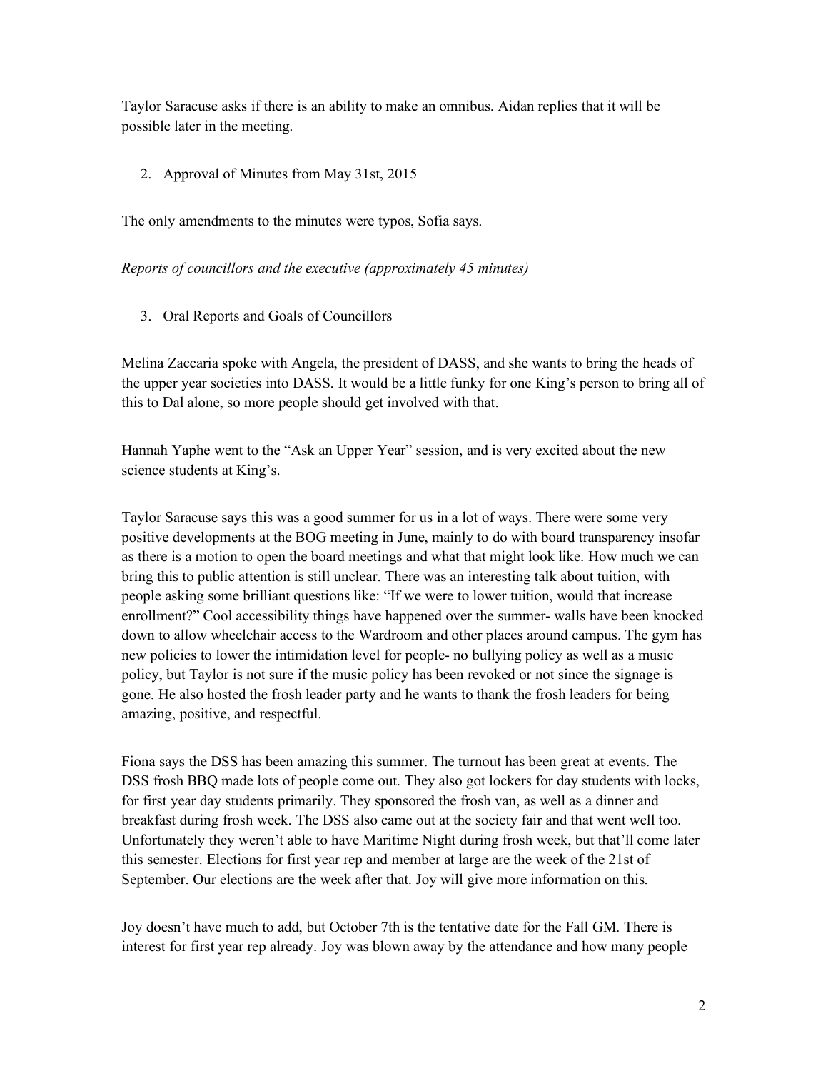Taylor Saracuse asks if there is an ability to make an omnibus. Aidan replies that it will be possible later in the meeting.

2. Approval of Minutes from May 31st, 2015

The only amendments to the minutes were typos, Sofia says.

*Reports of councillors and the executive (approximately 45 minutes)*

3. Oral Reports and Goals of Councillors

Melina Zaccaria spoke with Angela, the president of DASS, and she wants to bring the heads of the upper year societies into DASS. It would be a little funky for one King's person to bring all of this to Dal alone, so more people should get involved with that.

Hannah Yaphe went to the "Ask an Upper Year" session, and is very excited about the new science students at King's.

Taylor Saracuse says this was a good summer for us in a lot of ways. There were some very positive developments at the BOG meeting in June, mainly to do with board transparency insofar as there is a motion to open the board meetings and what that might look like. How much we can bring this to public attention is still unclear. There was an interesting talk about tuition, with people asking some brilliant questions like: "If we were to lower tuition, would that increase enrollment?" Cool accessibility things have happened over the summer- walls have been knocked down to allow wheelchair access to the Wardroom and other places around campus. The gym has new policies to lower the intimidation level for people- no bullying policy as well as a music policy, but Taylor is not sure if the music policy has been revoked or not since the signage is gone. He also hosted the frosh leader party and he wants to thank the frosh leaders for being amazing, positive, and respectful.

Fiona says the DSS has been amazing this summer. The turnout has been great at events. The DSS frosh BBQ made lots of people come out. They also got lockers for day students with locks, for first year day students primarily. They sponsored the frosh van, as well as a dinner and breakfast during frosh week. The DSS also came out at the society fair and that went well too. Unfortunately they weren't able to have Maritime Night during frosh week, but that'll come later this semester. Elections for first year rep and member at large are the week of the 21st of September. Our elections are the week after that. Joy will give more information on this.

Joy doesn't have much to add, but October 7th is the tentative date for the Fall GM. There is interest for first year rep already. Joy was blown away by the attendance and how many people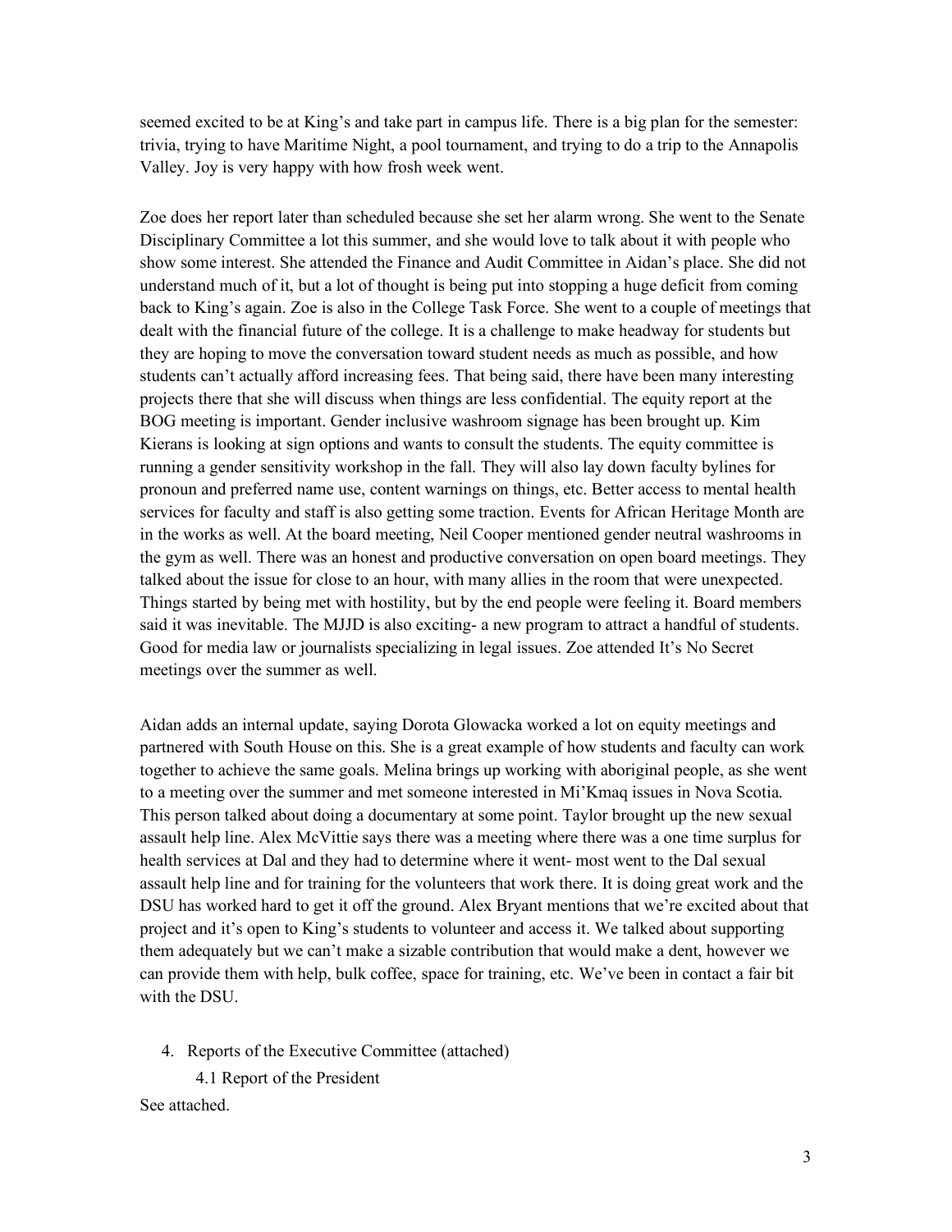seemed excited to be at King's and take part in campus life. There is a big plan for the semester: trivia, trying to have Maritime Night, a pool tournament, and trying to do a trip to the Annapolis Valley. Joy is very happy with how frosh week went.

Zoe does her report later than scheduled because she set her alarm wrong. She went to the Senate Disciplinary Committee a lot this summer, and she would love to talk about it with people who show some interest. She attended the Finance and Audit Committee in Aidan's place. She did not understand much of it, but a lot of thought is being put into stopping a huge deficit from coming back to King's again. Zoe is also in the College Task Force. She went to a couple of meetings that dealt with the financial future of the college. It is a challenge to make headway for students but they are hoping to move the conversation toward student needs as much as possible, and how students can't actually afford increasing fees. That being said, there have been many interesting projects there that she will discuss when things are less confidential. The equity report at the BOG meeting is important. Gender inclusive washroom signage has been brought up. Kim Kierans is looking at sign options and wants to consult the students. The equity committee is running a gender sensitivity workshop in the fall. They will also lay down faculty bylines for pronoun and preferred name use, content warnings on things, etc. Better access to mental health services for faculty and staff is also getting some traction. Events for African Heritage Month are in the works as well. At the board meeting, Neil Cooper mentioned gender neutral washrooms in the gym as well. There was an honest and productive conversation on open board meetings. They talked about the issue for close to an hour, with many allies in the room that were unexpected. Things started by being met with hostility, but by the end people were feeling it. Board members said it was inevitable. The MJJD is also exciting- a new program to attract a handful of students. Good for media law or journalists specializing in legal issues. Zoe attended It's No Secret meetings over the summer as well.

Aidan adds an internal update, saying Dorota Glowacka worked a lot on equity meetings and partnered with South House on this. She is a great example of how students and faculty can work together to achieve the same goals. Melina brings up working with aboriginal people, as she went to a meeting over the summer and met someone interested in Mi'Kmaq issues in Nova Scotia. This person talked about doing a documentary at some point. Taylor brought up the new sexual assault help line. Alex McVittie says there was a meeting where there was a one time surplus for health services at Dal and they had to determine where it went- most went to the Dal sexual assault help line and for training for the volunteers that work there. It is doing great work and the DSU has worked hard to get it off the ground. Alex Bryant mentions that we're excited about that project and it's open to King's students to volunteer and access it. We talked about supporting them adequately but we can't make a sizable contribution that would make a dent, however we can provide them with help, bulk coffee, space for training, etc. We've been in contact a fair bit with the DSU.

4. Reports of the Executive Committee (attached)

   4.1 Report of the President

See attached.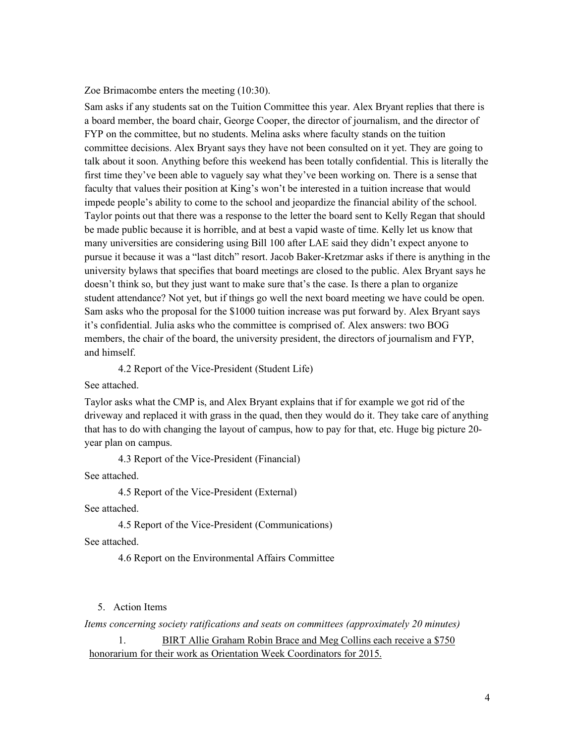Zoe Brimacombe enters the meeting (10:30).

Sam asks if any students sat on the Tuition Committee this year. Alex Bryant replies that there is a board member, the board chair, George Cooper, the director of journalism, and the director of FYP on the committee, but no students. Melina asks where faculty stands on the tuition committee decisions. Alex Bryant says they have not been consulted on it yet. They are going to talk about it soon. Anything before this weekend has been totally confidential. This is literally the first time they've been able to vaguely say what they've been working on. There is a sense that faculty that values their position at King's won't be interested in a tuition increase that would impede people's ability to come to the school and jeopardize the financial ability of the school. Taylor points out that there was a response to the letter the board sent to Kelly Regan that should be made public because it is horrible, and at best a vapid waste of time. Kelly let us know that many universities are considering using Bill 100 after LAE said they didn't expect anyone to pursue it because it was a "last ditch" resort. Jacob Baker-Kretzmar asks if there is anything in the university bylaws that specifies that board meetings are closed to the public. Alex Bryant says he doesn't think so, but they just want to make sure that's the case. Is there a plan to organize student attendance? Not yet, but if things go well the next board meeting we have could be open. Sam asks who the proposal for the $1000 tuition increase was put forward by. Alex Bryant says it's confidential. Julia asks who the committee is comprised of. Alex answers: two BOG members, the chair of the board, the university president, the directors of journalism and FYP, and himself.

4.2 Report of the Vice-President (Student Life)

See attached.

Taylor asks what the CMP is, and Alex Bryant explains that if for example we got rid of the driveway and replaced it with grass in the quad, then they would do it. They take care of anything that has to do with changing the layout of campus, how to pay for that, etc. Huge big picture 20-year plan on campus.

4.3 Report of the Vice-President (Financial)

See attached.

4.5 Report of the Vice-President (External)

See attached.

4.5 Report of the Vice-President (Communications)

See attached.

4.6 Report on the Environmental Affairs Committee

5. Action Items

*Items concerning society ratifications and seats on committees (approximately 20 minutes)*

1. BIRT Allie Graham Robin Brace and Meg Collins each receive a $750 honorarium for their work as Orientation Week Coordinators for 2015.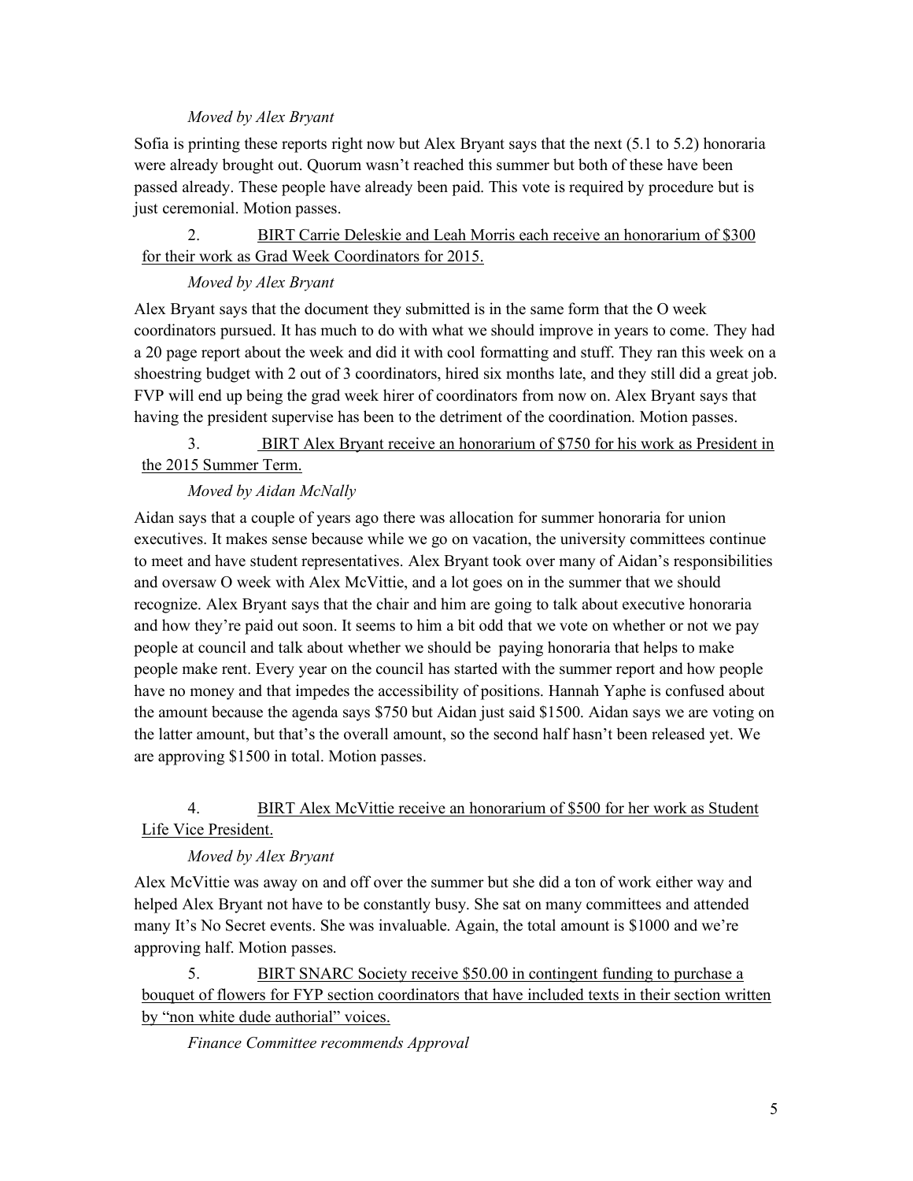*Moved by Alex Bryant*

Sofia is printing these reports right now but Alex Bryant says that the next (5.1 to 5.2) honoraria were already brought out. Quorum wasn't reached this summer but both of these have been passed already. These people have already been paid. This vote is required by procedure but is just ceremonial. Motion passes.

2. <u>BIRT Carrie Deleskie and Leah Morris each receive an honorarium of $300 for their work as Grad Week Coordinators for 2015.</u>

*Moved by Alex Bryant*

Alex Bryant says that the document they submitted is in the same form that the O week coordinators pursued. It has much to do with what we should improve in years to come. They had a 20 page report about the week and did it with cool formatting and stuff. They ran this week on a shoestring budget with 2 out of 3 coordinators, hired six months late, and they still did a great job. FVP will end up being the grad week hirer of coordinators from now on. Alex Bryant says that having the president supervise has been to the detriment of the coordination. Motion passes.

3. <u>BIRT Alex Bryant receive an honorarium of $750 for his work as President in the 2015 Summer Term.</u>

*Moved by Aidan McNally*

Aidan says that a couple of years ago there was allocation for summer honoraria for union executives. It makes sense because while we go on vacation, the university committees continue to meet and have student representatives. Alex Bryant took over many of Aidan's responsibilities and oversaw O week with Alex McVittie, and a lot goes on in the summer that we should recognize. Alex Bryant says that the chair and him are going to talk about executive honoraria and how they're paid out soon. It seems to him a bit odd that we vote on whether or not we pay people at council and talk about whether we should be paying honoraria that helps to make people make rent. Every year on the council has started with the summer report and how people have no money and that impedes the accessibility of positions. Hannah Yaphe is confused about the amount because the agenda says $750 but Aidan just said $1500. Aidan says we are voting on the latter amount, but that's the overall amount, so the second half hasn't been released yet. We are approving $1500 in total. Motion passes.

4. <u>BIRT Alex McVittie receive an honorarium of $500 for her work as Student Life Vice President.</u>

*Moved by Alex Bryant*

Alex McVittie was away on and off over the summer but she did a ton of work either way and helped Alex Bryant not have to be constantly busy. She sat on many committees and attended many It's No Secret events. She was invaluable. Again, the total amount is $1000 and we're approving half. Motion passes.

5. <u>BIRT SNARC Society receive $50.00 in contingent funding to purchase a bouquet of flowers for FYP section coordinators that have included texts in their section written by "non white dude authorial" voices.</u>

*Finance Committee recommends Approval*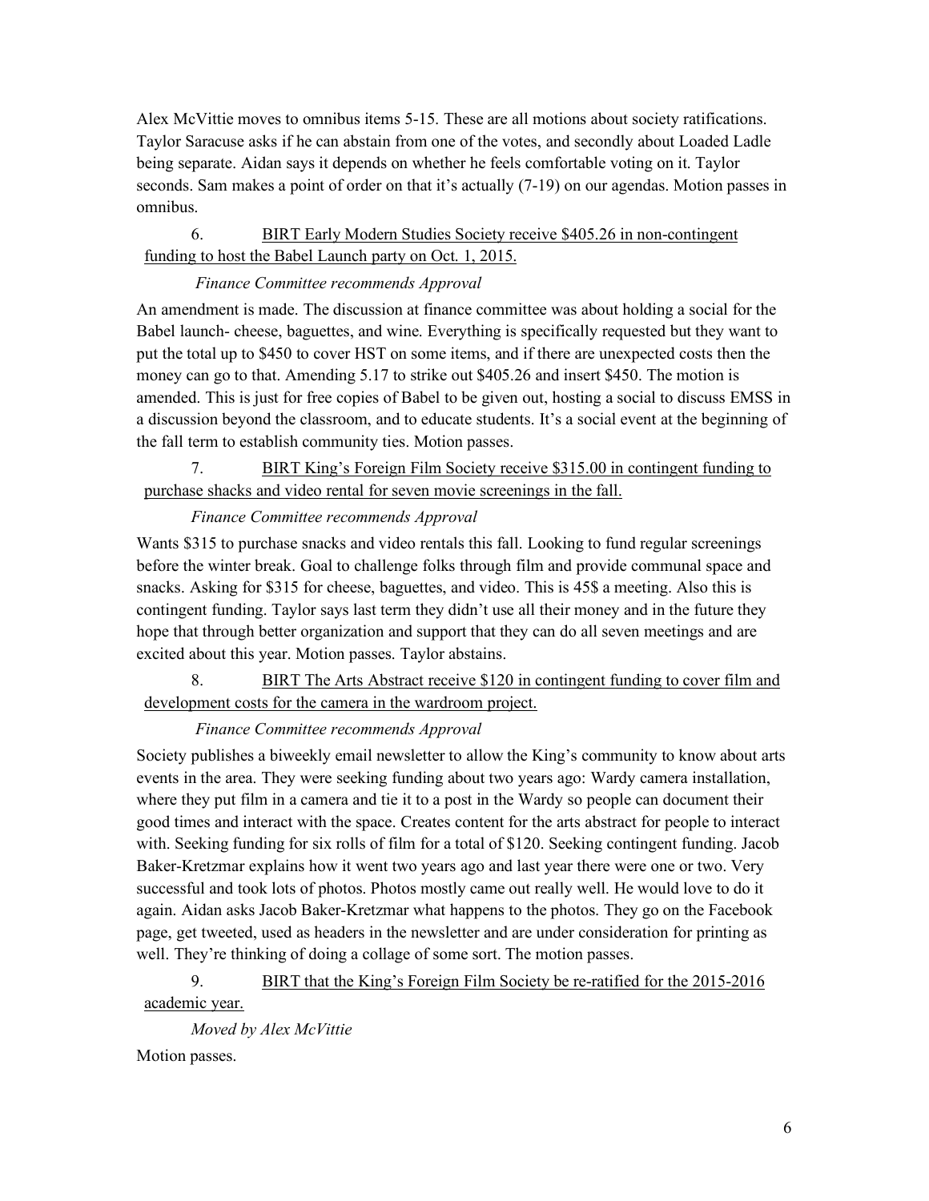Alex McVittie moves to omnibus items 5-15. These are all motions about society ratifications. Taylor Saracuse asks if he can abstain from one of the votes, and secondly about Loaded Ladle being separate. Aidan says it depends on whether he feels comfortable voting on it. Taylor seconds. Sam makes a point of order on that it's actually (7-19) on our agendas. Motion passes in omnibus.

6. <u>BIRT Early Modern Studies Society receive $405.26 in non-contingent funding to host the Babel Launch party on Oct. 1, 2015.</u>

*Finance Committee recommends Approval*

An amendment is made. The discussion at finance committee was about holding a social for the Babel launch- cheese, baguettes, and wine. Everything is specifically requested but they want to put the total up to $450 to cover HST on some items, and if there are unexpected costs then the money can go to that. Amending 5.17 to strike out $405.26 and insert $450. The motion is amended. This is just for free copies of Babel to be given out, hosting a social to discuss EMSS in a discussion beyond the classroom, and to educate students. It's a social event at the beginning of the fall term to establish community ties. Motion passes.

7. <u>BIRT King's Foreign Film Society receive $315.00 in contingent funding to purchase shacks and video rental for seven movie screenings in the fall.</u>

*Finance Committee recommends Approval*

Wants $315 to purchase snacks and video rentals this fall. Looking to fund regular screenings before the winter break. Goal to challenge folks through film and provide communal space and snacks. Asking for $315 for cheese, baguettes, and video. This is 45$ a meeting. Also this is contingent funding. Taylor says last term they didn't use all their money and in the future they hope that through better organization and support that they can do all seven meetings and are excited about this year. Motion passes. Taylor abstains.

8. <u>BIRT The Arts Abstract receive $120 in contingent funding to cover film and development costs for the camera in the wardroom project.</u>

*Finance Committee recommends Approval*

Society publishes a biweekly email newsletter to allow the King's community to know about arts events in the area. They were seeking funding about two years ago: Wardy camera installation, where they put film in a camera and tie it to a post in the Wardy so people can document their good times and interact with the space. Creates content for the arts abstract for people to interact with. Seeking funding for six rolls of film for a total of $120. Seeking contingent funding. Jacob Baker-Kretzmar explains how it went two years ago and last year there were one or two. Very successful and took lots of photos. Photos mostly came out really well. He would love to do it again. Aidan asks Jacob Baker-Kretzmar what happens to the photos. They go on the Facebook page, get tweeted, used as headers in the newsletter and are under consideration for printing as well. They're thinking of doing a collage of some sort. The motion passes.

9. <u>BIRT that the King's Foreign Film Society be re-ratified for the 2015-2016 academic year.</u>

*Moved by Alex McVittie*

Motion passes.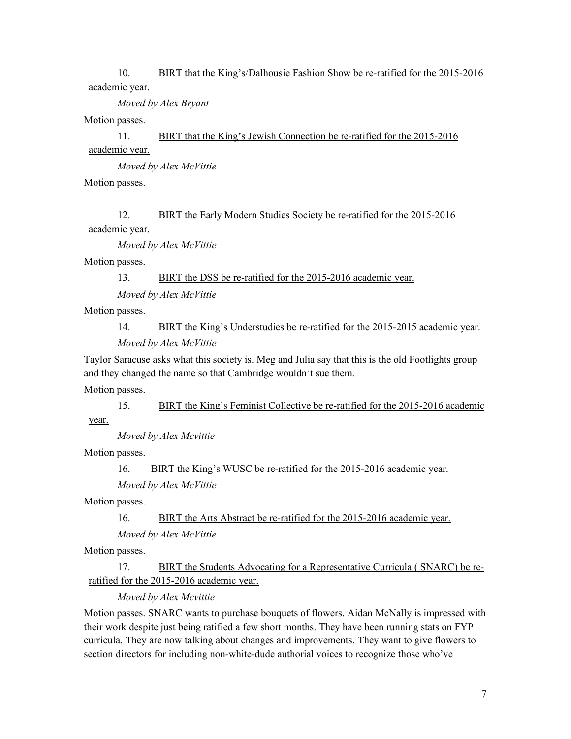10. BIRT that the King's/Dalhousie Fashion Show be re-ratified for the 2015-2016 academic year.

*Moved by Alex Bryant*

Motion passes.

11. BIRT that the King's Jewish Connection be re-ratified for the 2015-2016 academic year.

*Moved by Alex McVittie*

Motion passes.

12. BIRT the Early Modern Studies Society be re-ratified for the 2015-2016 academic year.

*Moved by Alex McVittie*

Motion passes.

13. BIRT the DSS be re-ratified for the 2015-2016 academic year.

*Moved by Alex McVittie*

Motion passes.

14. BIRT the King's Understudies be re-ratified for the 2015-2015 academic year.

*Moved by Alex McVittie*

Taylor Saracuse asks what this society is. Meg and Julia say that this is the old Footlights group and they changed the name so that Cambridge wouldn't sue them.

Motion passes.

15. BIRT the King's Feminist Collective be re-ratified for the 2015-2016 academic year.

*Moved by Alex Mcvittie*

Motion passes.

16. BIRT the King's WUSC be re-ratified for the 2015-2016 academic year.

*Moved by Alex McVittie*

Motion passes.

16. BIRT the Arts Abstract be re-ratified for the 2015-2016 academic year.

*Moved by Alex McVittie*

Motion passes.

17. BIRT the Students Advocating for a Representative Curricula ( SNARC) be re-ratified for the 2015-2016 academic year.

*Moved by Alex Mcvittie*

Motion passes. SNARC wants to purchase bouquets of flowers. Aidan McNally is impressed with their work despite just being ratified a few short months. They have been running stats on FYP curricula. They are now talking about changes and improvements. They want to give flowers to section directors for including non-white-dude authorial voices to recognize those who've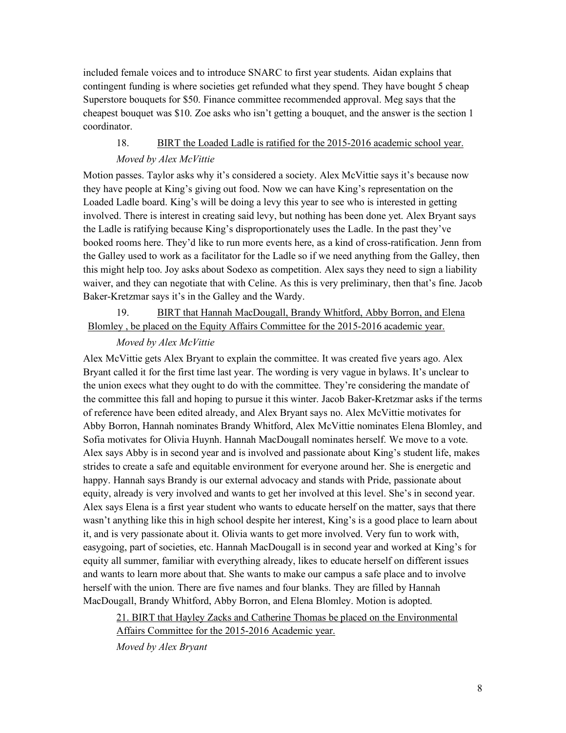included female voices and to introduce SNARC to first year students. Aidan explains that contingent funding is where societies get refunded what they spend. They have bought 5 cheap Superstore bouquets for $50. Finance committee recommended approval. Meg says that the cheapest bouquet was $10. Zoe asks who isn't getting a bouquet, and the answer is the section 1 coordinator.

18. BIRT the Loaded Ladle is ratified for the 2015-2016 academic school year.

*Moved by Alex McVittie*

Motion passes. Taylor asks why it's considered a society. Alex McVittie says it's because now they have people at King's giving out food. Now we can have King's representation on the Loaded Ladle board. King's will be doing a levy this year to see who is interested in getting involved. There is interest in creating said levy, but nothing has been done yet. Alex Bryant says the Ladle is ratifying because King's disproportionately uses the Ladle. In the past they've booked rooms here. They'd like to run more events here, as a kind of cross-ratification. Jenn from the Galley used to work as a facilitator for the Ladle so if we need anything from the Galley, then this might help too. Joy asks about Sodexo as competition. Alex says they need to sign a liability waiver, and they can negotiate that with Celine. As this is very preliminary, then that's fine. Jacob Baker-Kretzmar says it's in the Galley and the Wardy.

19. BIRT that Hannah MacDougall, Brandy Whitford, Abby Borron, and Elena Blomley , be placed on the Equity Affairs Committee for the 2015-2016 academic year.

*Moved by Alex McVittie*

Alex McVittie gets Alex Bryant to explain the committee. It was created five years ago. Alex Bryant called it for the first time last year. The wording is very vague in bylaws. It's unclear to the union execs what they ought to do with the committee. They're considering the mandate of the committee this fall and hoping to pursue it this winter. Jacob Baker-Kretzmar asks if the terms of reference have been edited already, and Alex Bryant says no. Alex McVittie motivates for Abby Borron, Hannah nominates Brandy Whitford, Alex McVittie nominates Elena Blomley, and Sofia motivates for Olivia Huynh. Hannah MacDougall nominates herself. We move to a vote. Alex says Abby is in second year and is involved and passionate about King's student life, makes strides to create a safe and equitable environment for everyone around her. She is energetic and happy. Hannah says Brandy is our external advocacy and stands with Pride, passionate about equity, already is very involved and wants to get her involved at this level. She's in second year. Alex says Elena is a first year student who wants to educate herself on the matter, says that there wasn't anything like this in high school despite her interest, King's is a good place to learn about it, and is very passionate about it. Olivia wants to get more involved. Very fun to work with, easygoing, part of societies, etc. Hannah MacDougall is in second year and worked at King's for equity all summer, familiar with everything already, likes to educate herself on different issues and wants to learn more about that. She wants to make our campus a safe place and to involve herself with the union. There are five names and four blanks. They are filled by Hannah MacDougall, Brandy Whitford, Abby Borron, and Elena Blomley. Motion is adopted.

21. BIRT that Hayley Zacks and Catherine Thomas be placed on the Environmental Affairs Committee for the 2015-2016 Academic year.

*Moved by Alex Bryant*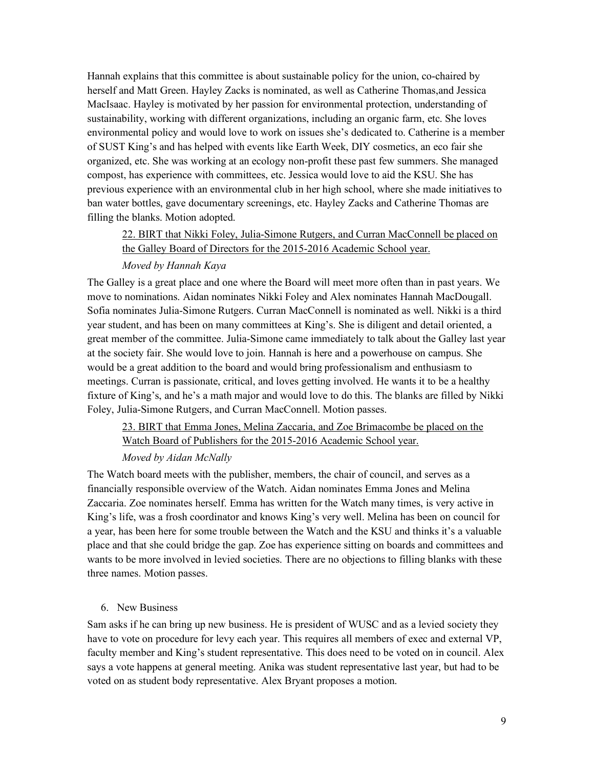Hannah explains that this committee is about sustainable policy for the union, co-chaired by herself and Matt Green. Hayley Zacks is nominated, as well as Catherine Thomas,and Jessica MacIsaac. Hayley is motivated by her passion for environmental protection, understanding of sustainability, working with different organizations, including an organic farm, etc. She loves environmental policy and would love to work on issues she's dedicated to. Catherine is a member of SUST King's and has helped with events like Earth Week, DIY cosmetics, an eco fair she organized, etc. She was working at an ecology non-profit these past few summers. She managed compost, has experience with committees, etc. Jessica would love to aid the KSU. She has previous experience with an environmental club in her high school, where she made initiatives to ban water bottles, gave documentary screenings, etc. Hayley Zacks and Catherine Thomas are filling the blanks. Motion adopted.

> <u>22. BIRT that Nikki Foley, Julia-Simone Rutgers, and Curran MacConnell be placed on the Galley Board of Directors for the 2015-2016 Academic School year.</u>
>
> *Moved by Hannah Kaya*

The Galley is a great place and one where the Board will meet more often than in past years. We move to nominations. Aidan nominates Nikki Foley and Alex nominates Hannah MacDougall. Sofia nominates Julia-Simone Rutgers. Curran MacConnell is nominated as well. Nikki is a third year student, and has been on many committees at King's. She is diligent and detail oriented, a great member of the committee. Julia-Simone came immediately to talk about the Galley last year at the society fair. She would love to join. Hannah is here and a powerhouse on campus. She would be a great addition to the board and would bring professionalism and enthusiasm to meetings. Curran is passionate, critical, and loves getting involved. He wants it to be a healthy fixture of King's, and he's a math major and would love to do this. The blanks are filled by Nikki Foley, Julia-Simone Rutgers, and Curran MacConnell. Motion passes.

> <u>23. BIRT that Emma Jones, Melina Zaccaria, and Zoe Brimacombe be placed on the Watch Board of Publishers for the 2015-2016 Academic School year.</u>
>
> *Moved by Aidan McNally*

The Watch board meets with the publisher, members, the chair of council, and serves as a financially responsible overview of the Watch. Aidan nominates Emma Jones and Melina Zaccaria. Zoe nominates herself. Emma has written for the Watch many times, is very active in King's life, was a frosh coordinator and knows King's very well. Melina has been on council for a year, has been here for some trouble between the Watch and the KSU and thinks it's a valuable place and that she could bridge the gap. Zoe has experience sitting on boards and committees and wants to be more involved in levied societies. There are no objections to filling blanks with these three names. Motion passes.

6. New Business

Sam asks if he can bring up new business. He is president of WUSC and as a levied society they have to vote on procedure for levy each year. This requires all members of exec and external VP, faculty member and King's student representative. This does need to be voted on in council. Alex says a vote happens at general meeting. Anika was student representative last year, but had to be voted on as student body representative. Alex Bryant proposes a motion.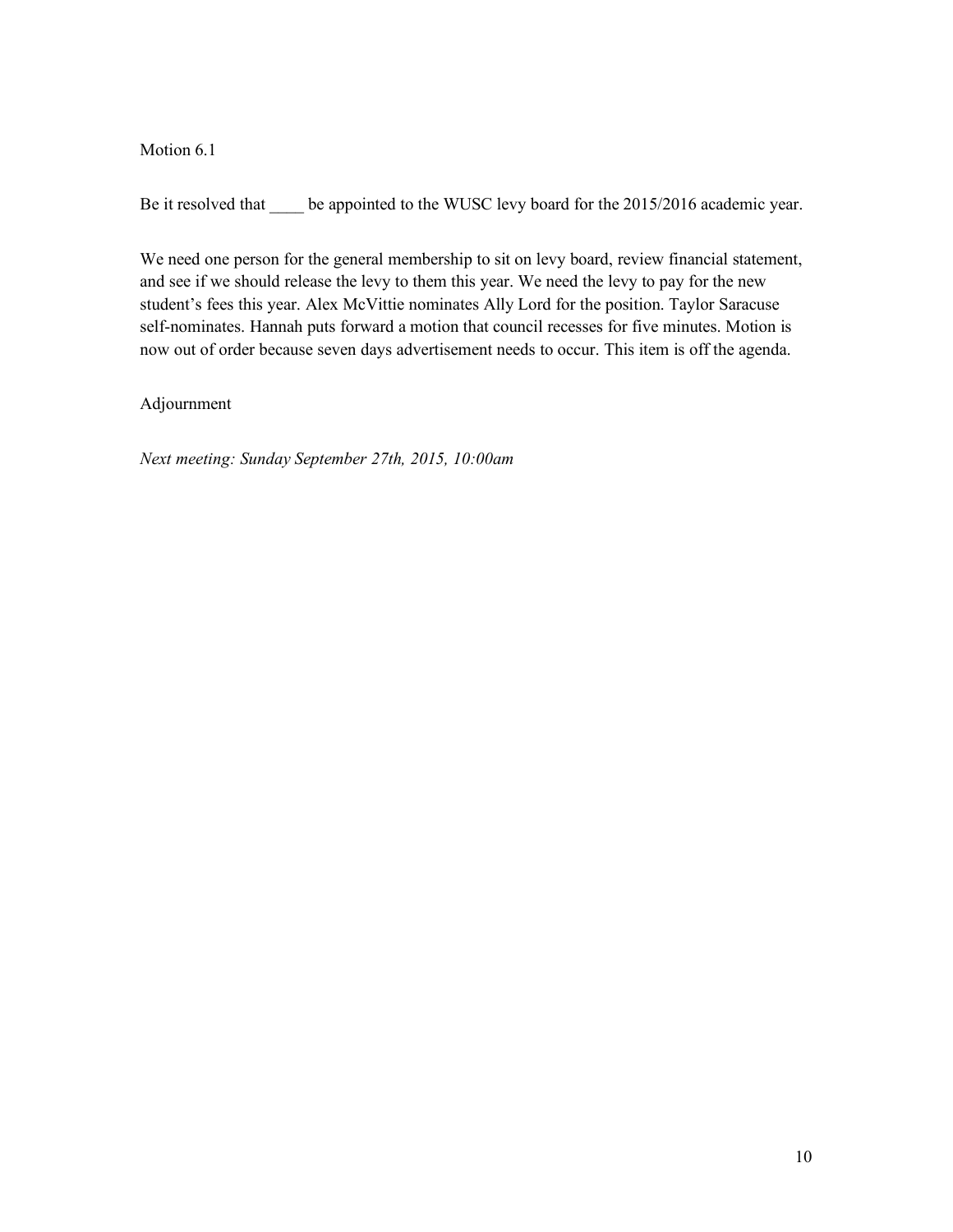Motion 6.1

Be it resolved that ____ be appointed to the WUSC levy board for the 2015/2016 academic year.

We need one person for the general membership to sit on levy board, review financial statement, and see if we should release the levy to them this year. We need the levy to pay for the new student's fees this year. Alex McVittie nominates Ally Lord for the position. Taylor Saracuse self-nominates. Hannah puts forward a motion that council recesses for five minutes. Motion is now out of order because seven days advertisement needs to occur. This item is off the agenda.

Adjournment

*Next meeting: Sunday September 27th, 2015, 10:00am*